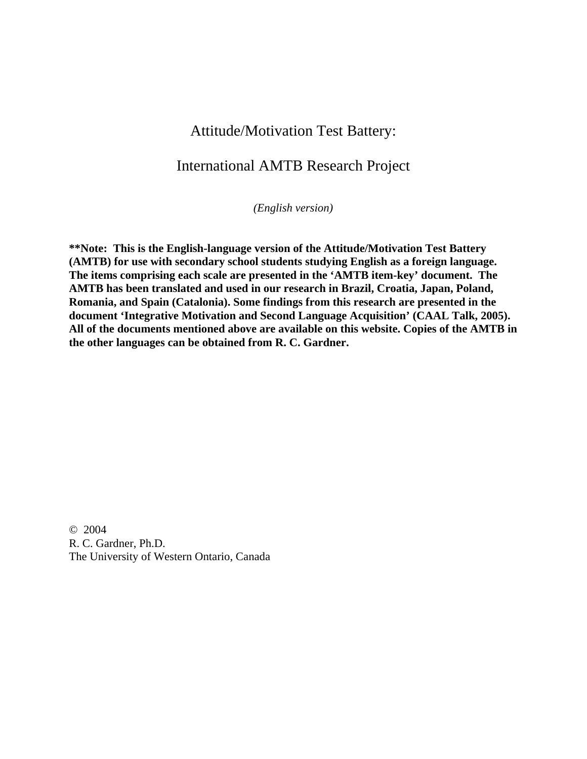# Attitude/Motivation Test Battery:

# International AMTB Research Project

*(English version)*

**\*\*Note: This is the English-language version of the Attitude/Motivation Test Battery (AMTB) for use with secondary school students studying English as a foreign language. The items comprising each scale are presented in the 'AMTB item-key' document. The AMTB has been translated and used in our research in Brazil, Croatia, Japan, Poland, Romania, and Spain (Catalonia). Some findings from this research are presented in the document 'Integrative Motivation and Second Language Acquisition' (CAAL Talk, 2005). All of the documents mentioned above are available on this website. Copies of the AMTB in the other languages can be obtained from R. C. Gardner.**

© 2004
R. C. Gardner, Ph.D.
The University of Western Ontario, Canada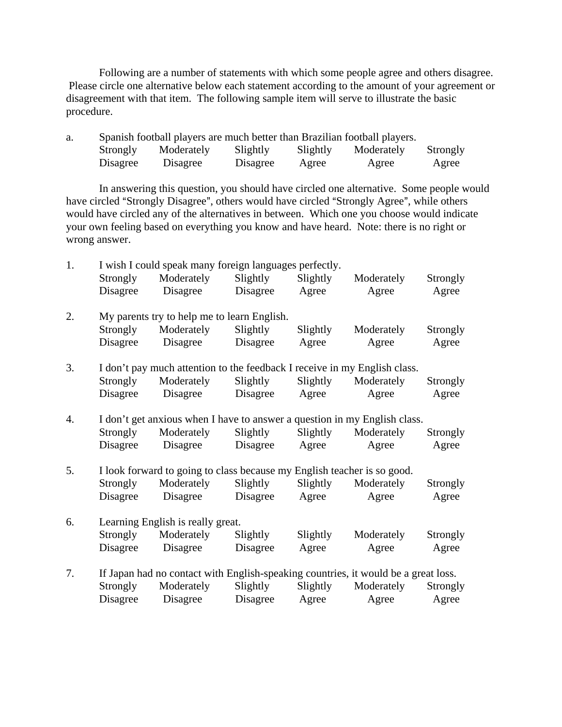Following are a number of statements with which some people agree and others disagree. Please circle one alternative below each statement according to the amount of your agreement or disagreement with that item. The following sample item will serve to illustrate the basic procedure.

a. Spanish football players are much better than Brazilian football players.

| Strongly Disagree | Moderately Disagree | Slightly Disagree | Slightly Agree | Moderately Agree | Strongly Agree |
|---|---|---|---|---|---|

In answering this question, you should have circled one alternative. Some people would have circled "Strongly Disagree", others would have circled "Strongly Agree", while others would have circled any of the alternatives in between. Which one you choose would indicate your own feeling based on everything you know and have heard. Note: there is no right or wrong answer.

1. I wish I could speak many foreign languages perfectly.

| Strongly Disagree | Moderately Disagree | Slightly Disagree | Slightly Agree | Moderately Agree | Strongly Agree |
|---|---|---|---|---|---|

2. My parents try to help me to learn English.

| Strongly Disagree | Moderately Disagree | Slightly Disagree | Slightly Agree | Moderately Agree | Strongly Agree |
|---|---|---|---|---|---|

3. I don't pay much attention to the feedback I receive in my English class.

| Strongly Disagree | Moderately Disagree | Slightly Disagree | Slightly Agree | Moderately Agree | Strongly Agree |
|---|---|---|---|---|---|

4. I don't get anxious when I have to answer a question in my English class.

| Strongly Disagree | Moderately Disagree | Slightly Disagree | Slightly Agree | Moderately Agree | Strongly Agree |
|---|---|---|---|---|---|

5. I look forward to going to class because my English teacher is so good.

| Strongly Disagree | Moderately Disagree | Slightly Disagree | Slightly Agree | Moderately Agree | Strongly Agree |
|---|---|---|---|---|---|

6. Learning English is really great.

| Strongly Disagree | Moderately Disagree | Slightly Disagree | Slightly Agree | Moderately Agree | Strongly Agree |
|---|---|---|---|---|---|

7. If Japan had no contact with English-speaking countries, it would be a great loss.

| Strongly Disagree | Moderately Disagree | Slightly Disagree | Slightly Agree | Moderately Agree | Strongly Agree |
|---|---|---|---|---|---|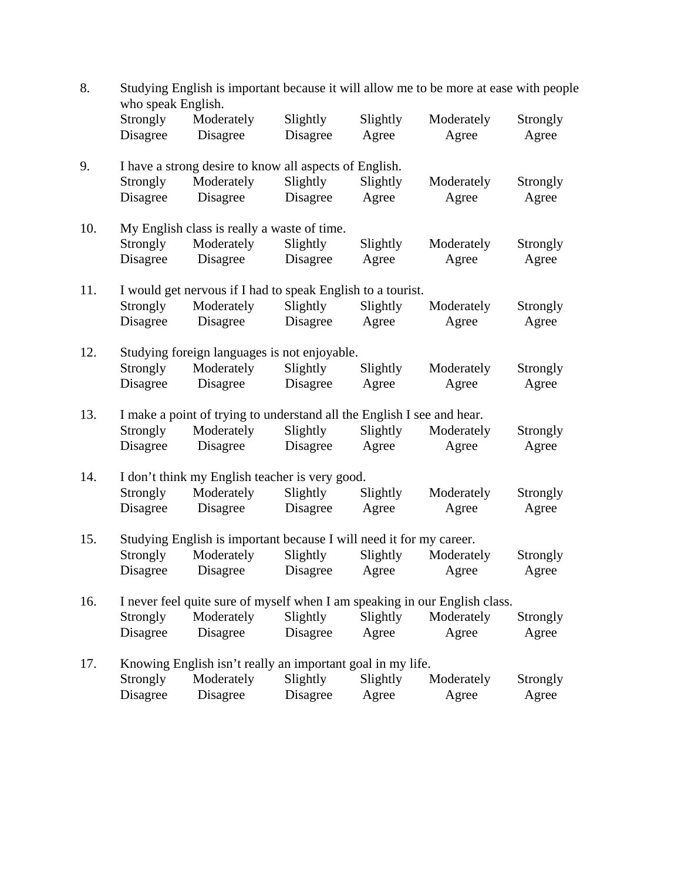8. Studying English is important because it will allow me to be more at ease with people who speak English.

| Strongly Disagree | Moderately Disagree | Slightly Disagree | Slightly Agree | Moderately Agree | Strongly Agree |
|---|---|---|---|---|---|

9. I have a strong desire to know all aspects of English.

| Strongly Disagree | Moderately Disagree | Slightly Disagree | Slightly Agree | Moderately Agree | Strongly Agree |
|---|---|---|---|---|---|

10. My English class is really a waste of time.

| Strongly Disagree | Moderately Disagree | Slightly Disagree | Slightly Agree | Moderately Agree | Strongly Agree |
|---|---|---|---|---|---|

11. I would get nervous if I had to speak English to a tourist.

| Strongly Disagree | Moderately Disagree | Slightly Disagree | Slightly Agree | Moderately Agree | Strongly Agree |
|---|---|---|---|---|---|

12. Studying foreign languages is not enjoyable.

| Strongly Disagree | Moderately Disagree | Slightly Disagree | Slightly Agree | Moderately Agree | Strongly Agree |
|---|---|---|---|---|---|

13. I make a point of trying to understand all the English I see and hear.

| Strongly Disagree | Moderately Disagree | Slightly Disagree | Slightly Agree | Moderately Agree | Strongly Agree |
|---|---|---|---|---|---|

14. I don't think my English teacher is very good.

| Strongly Disagree | Moderately Disagree | Slightly Disagree | Slightly Agree | Moderately Agree | Strongly Agree |
|---|---|---|---|---|---|

15. Studying English is important because I will need it for my career.

| Strongly Disagree | Moderately Disagree | Slightly Disagree | Slightly Agree | Moderately Agree | Strongly Agree |
|---|---|---|---|---|---|

16. I never feel quite sure of myself when I am speaking in our English class.

| Strongly Disagree | Moderately Disagree | Slightly Disagree | Slightly Agree | Moderately Agree | Strongly Agree |
|---|---|---|---|---|---|

17. Knowing English isn't really an important goal in my life.

| Strongly Disagree | Moderately Disagree | Slightly Disagree | Slightly Agree | Moderately Agree | Strongly Agree |
|---|---|---|---|---|---|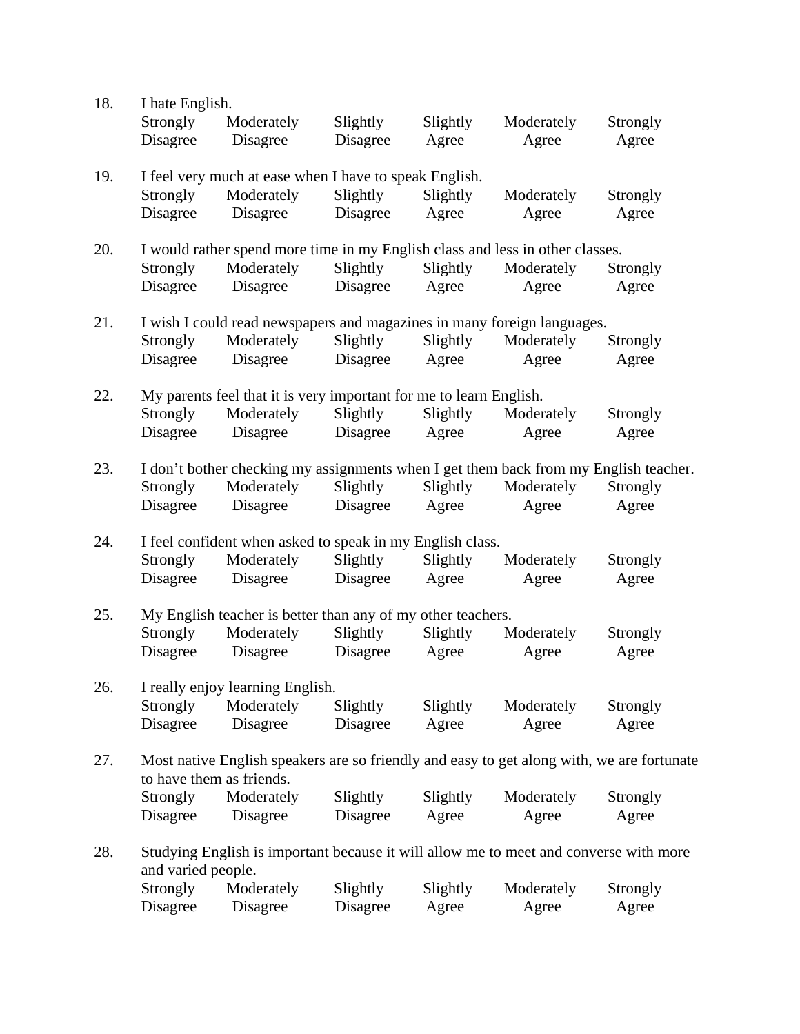18. I hate English.

| Strongly Disagree | Moderately Disagree | Slightly Disagree | Slightly Agree | Moderately Agree | Strongly Agree |
|---|---|---|---|---|---|

19. I feel very much at ease when I have to speak English.

| Strongly Disagree | Moderately Disagree | Slightly Disagree | Slightly Agree | Moderately Agree | Strongly Agree |
|---|---|---|---|---|---|

20. I would rather spend more time in my English class and less in other classes.

| Strongly Disagree | Moderately Disagree | Slightly Disagree | Slightly Agree | Moderately Agree | Strongly Agree |
|---|---|---|---|---|---|

21. I wish I could read newspapers and magazines in many foreign languages.

| Strongly Disagree | Moderately Disagree | Slightly Disagree | Slightly Agree | Moderately Agree | Strongly Agree |
|---|---|---|---|---|---|

22. My parents feel that it is very important for me to learn English.

| Strongly Disagree | Moderately Disagree | Slightly Disagree | Slightly Agree | Moderately Agree | Strongly Agree |
|---|---|---|---|---|---|

23. I don't bother checking my assignments when I get them back from my English teacher.

| Strongly Disagree | Moderately Disagree | Slightly Disagree | Slightly Agree | Moderately Agree | Strongly Agree |
|---|---|---|---|---|---|

24. I feel confident when asked to speak in my English class.

| Strongly Disagree | Moderately Disagree | Slightly Disagree | Slightly Agree | Moderately Agree | Strongly Agree |
|---|---|---|---|---|---|

25. My English teacher is better than any of my other teachers.

| Strongly Disagree | Moderately Disagree | Slightly Disagree | Slightly Agree | Moderately Agree | Strongly Agree |
|---|---|---|---|---|---|

26. I really enjoy learning English.

| Strongly Disagree | Moderately Disagree | Slightly Disagree | Slightly Agree | Moderately Agree | Strongly Agree |
|---|---|---|---|---|---|

27. Most native English speakers are so friendly and easy to get along with, we are fortunate to have them as friends.

| Strongly Disagree | Moderately Disagree | Slightly Disagree | Slightly Agree | Moderately Agree | Strongly Agree |
|---|---|---|---|---|---|

28. Studying English is important because it will allow me to meet and converse with more and varied people.

| Strongly Disagree | Moderately Disagree | Slightly Disagree | Slightly Agree | Moderately Agree | Strongly Agree |
|---|---|---|---|---|---|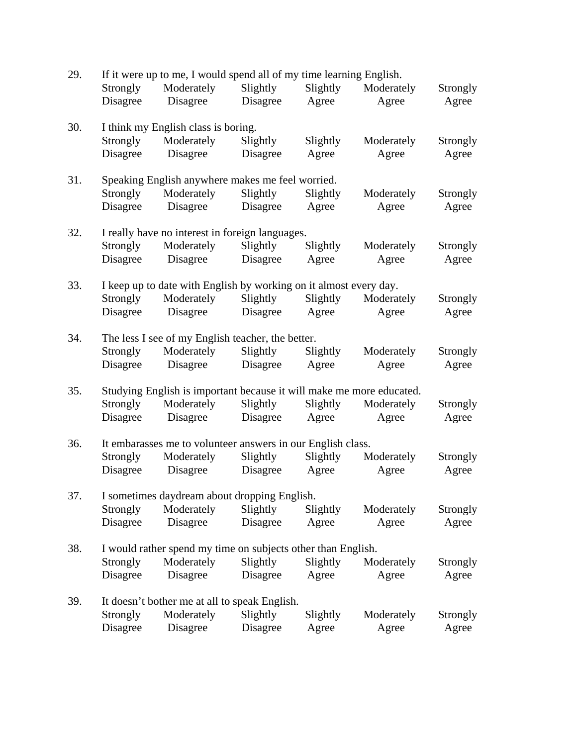29. If it were up to me, I would spend all of my time learning English.

| Strongly Disagree | Moderately Disagree | Slightly Disagree | Slightly Agree | Moderately Agree | Strongly Agree |
|---|---|---|---|---|---|

30. I think my English class is boring.

| Strongly Disagree | Moderately Disagree | Slightly Disagree | Slightly Agree | Moderately Agree | Strongly Agree |
|---|---|---|---|---|---|

31. Speaking English anywhere makes me feel worried.

| Strongly Disagree | Moderately Disagree | Slightly Disagree | Slightly Agree | Moderately Agree | Strongly Agree |
|---|---|---|---|---|---|

32. I really have no interest in foreign languages.

| Strongly Disagree | Moderately Disagree | Slightly Disagree | Slightly Agree | Moderately Agree | Strongly Agree |
|---|---|---|---|---|---|

33. I keep up to date with English by working on it almost every day.

| Strongly Disagree | Moderately Disagree | Slightly Disagree | Slightly Agree | Moderately Agree | Strongly Agree |
|---|---|---|---|---|---|

34. The less I see of my English teacher, the better.

| Strongly Disagree | Moderately Disagree | Slightly Disagree | Slightly Agree | Moderately Agree | Strongly Agree |
|---|---|---|---|---|---|

35. Studying English is important because it will make me more educated.

| Strongly Disagree | Moderately Disagree | Slightly Disagree | Slightly Agree | Moderately Agree | Strongly Agree |
|---|---|---|---|---|---|

36. It embarasses me to volunteer answers in our English class.

| Strongly Disagree | Moderately Disagree | Slightly Disagree | Slightly Agree | Moderately Agree | Strongly Agree |
|---|---|---|---|---|---|

37. I sometimes daydream about dropping English.

| Strongly Disagree | Moderately Disagree | Slightly Disagree | Slightly Agree | Moderately Agree | Strongly Agree |
|---|---|---|---|---|---|

38. I would rather spend my time on subjects other than English.

| Strongly Disagree | Moderately Disagree | Slightly Disagree | Slightly Agree | Moderately Agree | Strongly Agree |
|---|---|---|---|---|---|

39. It doesn't bother me at all to speak English.

| Strongly Disagree | Moderately Disagree | Slightly Disagree | Slightly Agree | Moderately Agree | Strongly Agree |
|---|---|---|---|---|---|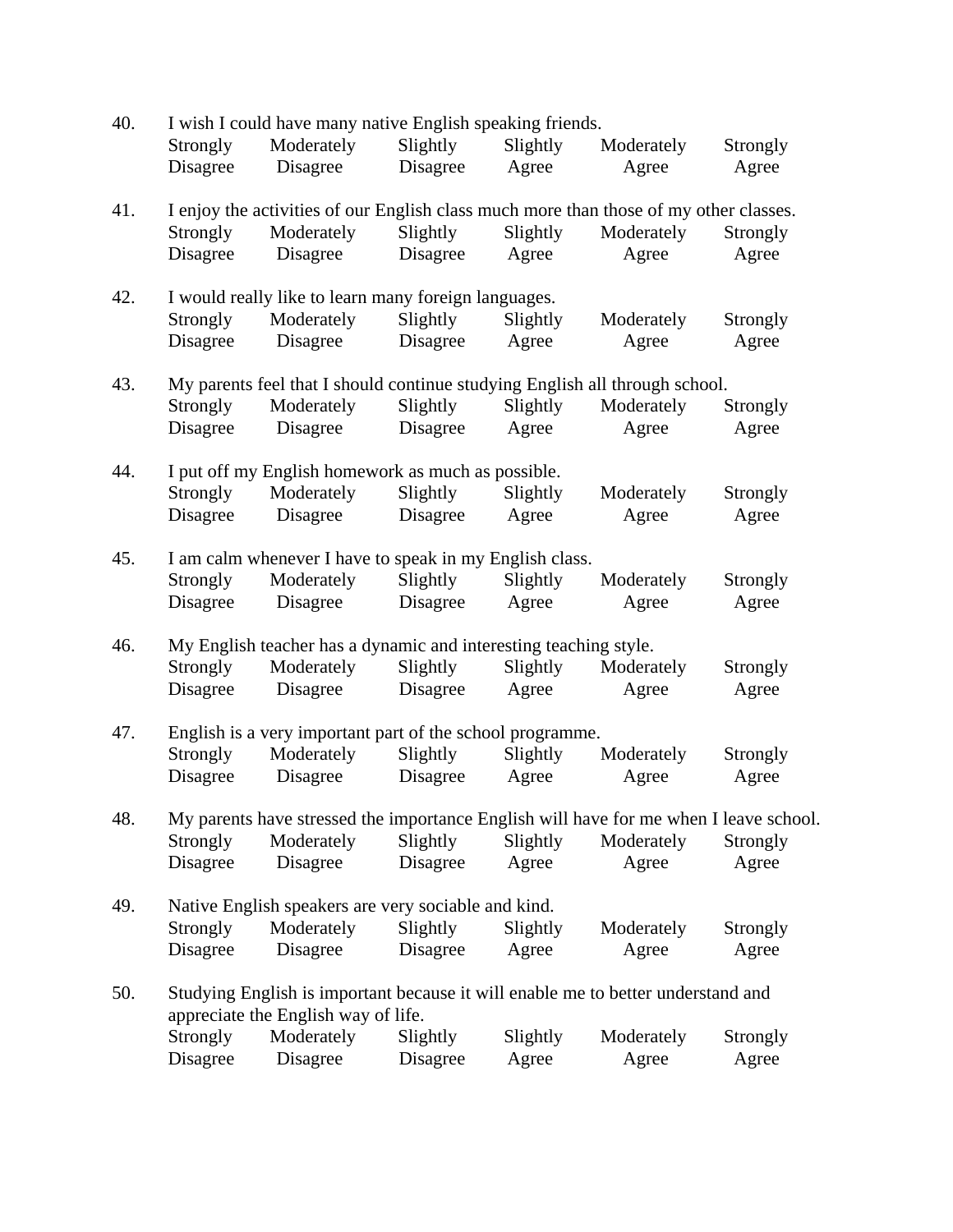40. I wish I could have many native English speaking friends.

| Strongly Disagree | Moderately Disagree | Slightly Disagree | Slightly Agree | Moderately Agree | Strongly Agree |
|---|---|---|---|---|---|

41. I enjoy the activities of our English class much more than those of my other classes.

| Strongly Disagree | Moderately Disagree | Slightly Disagree | Slightly Agree | Moderately Agree | Strongly Agree |
|---|---|---|---|---|---|

42. I would really like to learn many foreign languages.

| Strongly Disagree | Moderately Disagree | Slightly Disagree | Slightly Agree | Moderately Agree | Strongly Agree |
|---|---|---|---|---|---|

43. My parents feel that I should continue studying English all through school.

| Strongly Disagree | Moderately Disagree | Slightly Disagree | Slightly Agree | Moderately Agree | Strongly Agree |
|---|---|---|---|---|---|

44. I put off my English homework as much as possible.

| Strongly Disagree | Moderately Disagree | Slightly Disagree | Slightly Agree | Moderately Agree | Strongly Agree |
|---|---|---|---|---|---|

45. I am calm whenever I have to speak in my English class.

| Strongly Disagree | Moderately Disagree | Slightly Disagree | Slightly Agree | Moderately Agree | Strongly Agree |
|---|---|---|---|---|---|

46. My English teacher has a dynamic and interesting teaching style.

| Strongly Disagree | Moderately Disagree | Slightly Disagree | Slightly Agree | Moderately Agree | Strongly Agree |
|---|---|---|---|---|---|

47. English is a very important part of the school programme.

| Strongly Disagree | Moderately Disagree | Slightly Disagree | Slightly Agree | Moderately Agree | Strongly Agree |
|---|---|---|---|---|---|

48. My parents have stressed the importance English will have for me when I leave school.

| Strongly Disagree | Moderately Disagree | Slightly Disagree | Slightly Agree | Moderately Agree | Strongly Agree |
|---|---|---|---|---|---|

49. Native English speakers are very sociable and kind.

| Strongly Disagree | Moderately Disagree | Slightly Disagree | Slightly Agree | Moderately Agree | Strongly Agree |
|---|---|---|---|---|---|

50. Studying English is important because it will enable me to better understand and appreciate the English way of life.

| Strongly Disagree | Moderately Disagree | Slightly Disagree | Slightly Agree | Moderately Agree | Strongly Agree |
|---|---|---|---|---|---|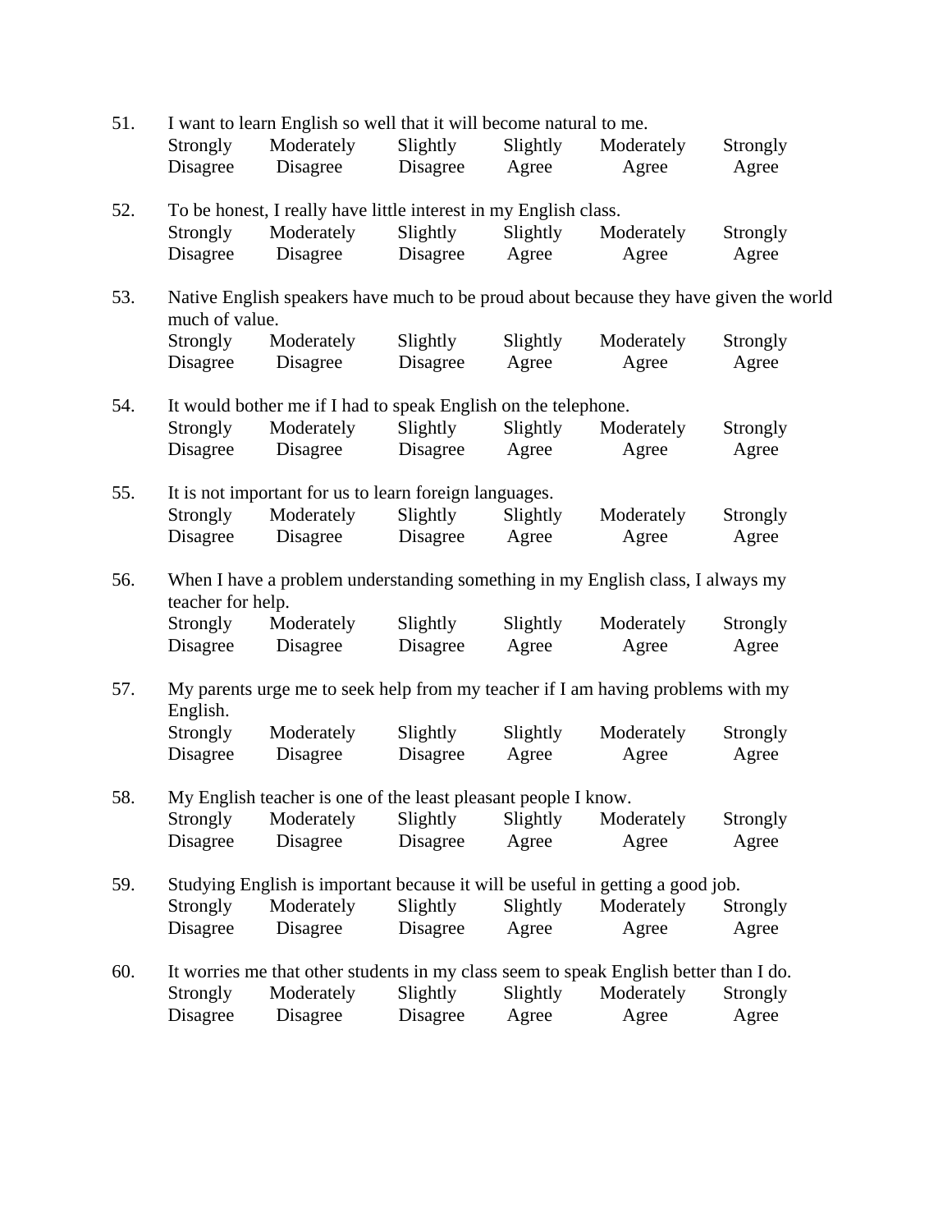51. I want to learn English so well that it will become natural to me.

| Strongly Disagree | Moderately Disagree | Slightly Disagree | Slightly Agree | Moderately Agree | Strongly Agree |
|---|---|---|---|---|---|

52. To be honest, I really have little interest in my English class.

| Strongly Disagree | Moderately Disagree | Slightly Disagree | Slightly Agree | Moderately Agree | Strongly Agree |
|---|---|---|---|---|---|

53. Native English speakers have much to be proud about because they have given the world much of value.

| Strongly Disagree | Moderately Disagree | Slightly Disagree | Slightly Agree | Moderately Agree | Strongly Agree |
|---|---|---|---|---|---|

54. It would bother me if I had to speak English on the telephone.

| Strongly Disagree | Moderately Disagree | Slightly Disagree | Slightly Agree | Moderately Agree | Strongly Agree |
|---|---|---|---|---|---|

55. It is not important for us to learn foreign languages.

| Strongly Disagree | Moderately Disagree | Slightly Disagree | Slightly Agree | Moderately Agree | Strongly Agree |
|---|---|---|---|---|---|

56. When I have a problem understanding something in my English class, I always my teacher for help.

| Strongly Disagree | Moderately Disagree | Slightly Disagree | Slightly Agree | Moderately Agree | Strongly Agree |
|---|---|---|---|---|---|

57. My parents urge me to seek help from my teacher if I am having problems with my English.

| Strongly Disagree | Moderately Disagree | Slightly Disagree | Slightly Agree | Moderately Agree | Strongly Agree |
|---|---|---|---|---|---|

58. My English teacher is one of the least pleasant people I know.

| Strongly Disagree | Moderately Disagree | Slightly Disagree | Slightly Agree | Moderately Agree | Strongly Agree |
|---|---|---|---|---|---|

59. Studying English is important because it will be useful in getting a good job.

| Strongly Disagree | Moderately Disagree | Slightly Disagree | Slightly Agree | Moderately Agree | Strongly Agree |
|---|---|---|---|---|---|

60. It worries me that other students in my class seem to speak English better than I do.

| Strongly Disagree | Moderately Disagree | Slightly Disagree | Slightly Agree | Moderately Agree | Strongly Agree |
|---|---|---|---|---|---|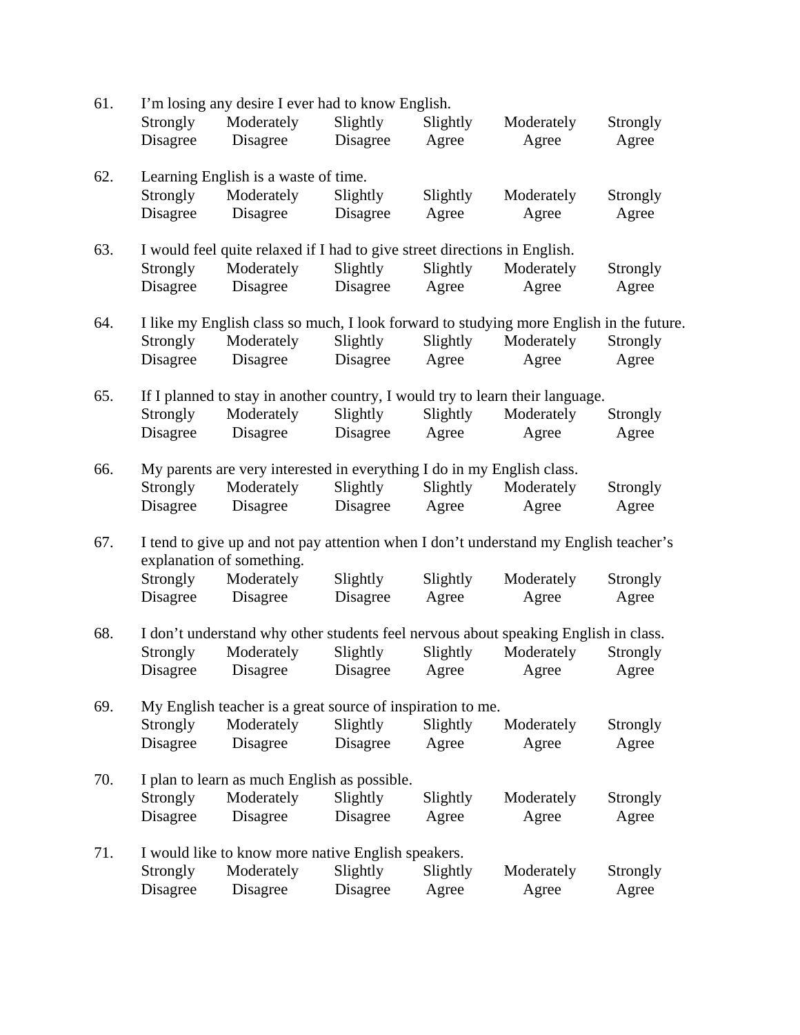61. I'm losing any desire I ever had to know English.

| Strongly Disagree | Moderately Disagree | Slightly Disagree | Slightly Agree | Moderately Agree | Strongly Agree |
|---|---|---|---|---|---|

62. Learning English is a waste of time.

| Strongly Disagree | Moderately Disagree | Slightly Disagree | Slightly Agree | Moderately Agree | Strongly Agree |
|---|---|---|---|---|---|

63. I would feel quite relaxed if I had to give street directions in English.

| Strongly Disagree | Moderately Disagree | Slightly Disagree | Slightly Agree | Moderately Agree | Strongly Agree |
|---|---|---|---|---|---|

64. I like my English class so much, I look forward to studying more English in the future.

| Strongly Disagree | Moderately Disagree | Slightly Disagree | Slightly Agree | Moderately Agree | Strongly Agree |
|---|---|---|---|---|---|

65. If I planned to stay in another country, I would try to learn their language.

| Strongly Disagree | Moderately Disagree | Slightly Disagree | Slightly Agree | Moderately Agree | Strongly Agree |
|---|---|---|---|---|---|

66. My parents are very interested in everything I do in my English class.

| Strongly Disagree | Moderately Disagree | Slightly Disagree | Slightly Agree | Moderately Agree | Strongly Agree |
|---|---|---|---|---|---|

67. I tend to give up and not pay attention when I don't understand my English teacher's explanation of something.

| Strongly Disagree | Moderately Disagree | Slightly Disagree | Slightly Agree | Moderately Agree | Strongly Agree |
|---|---|---|---|---|---|

68. I don't understand why other students feel nervous about speaking English in class.

| Strongly Disagree | Moderately Disagree | Slightly Disagree | Slightly Agree | Moderately Agree | Strongly Agree |
|---|---|---|---|---|---|

69. My English teacher is a great source of inspiration to me.

| Strongly Disagree | Moderately Disagree | Slightly Disagree | Slightly Agree | Moderately Agree | Strongly Agree |
|---|---|---|---|---|---|

70. I plan to learn as much English as possible.

| Strongly Disagree | Moderately Disagree | Slightly Disagree | Slightly Agree | Moderately Agree | Strongly Agree |
|---|---|---|---|---|---|

71. I would like to know more native English speakers.

| Strongly Disagree | Moderately Disagree | Slightly Disagree | Slightly Agree | Moderately Agree | Strongly Agree |
|---|---|---|---|---|---|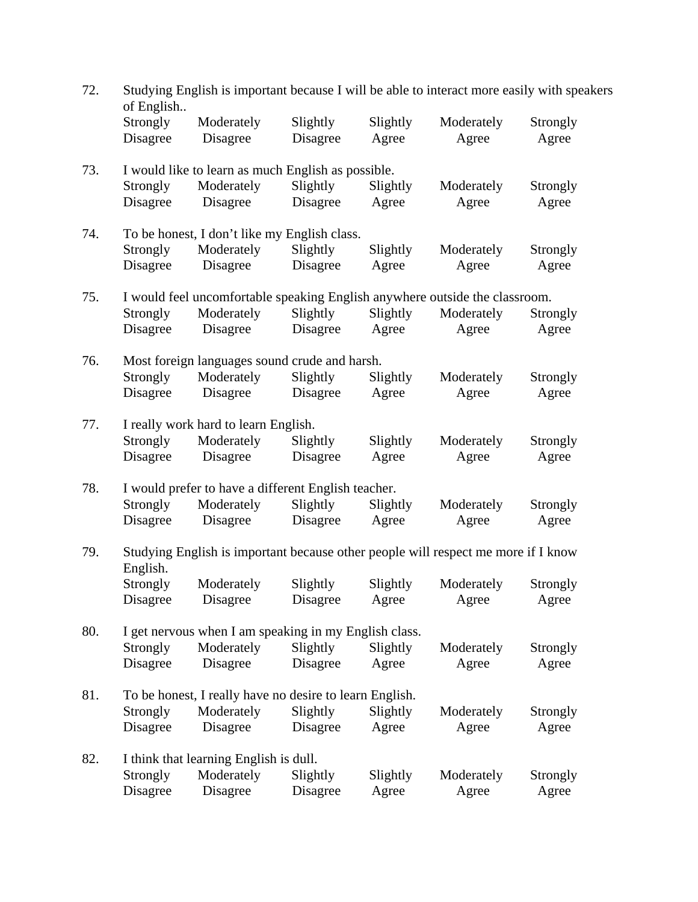72. Studying English is important because I will be able to interact more easily with speakers of English..

| Strongly Disagree | Moderately Disagree | Slightly Disagree | Slightly Agree | Moderately Agree | Strongly Agree |
|---|---|---|---|---|---|

73. I would like to learn as much English as possible.

| Strongly Disagree | Moderately Disagree | Slightly Disagree | Slightly Agree | Moderately Agree | Strongly Agree |
|---|---|---|---|---|---|

74. To be honest, I don't like my English class.

| Strongly Disagree | Moderately Disagree | Slightly Disagree | Slightly Agree | Moderately Agree | Strongly Agree |
|---|---|---|---|---|---|

75. I would feel uncomfortable speaking English anywhere outside the classroom.

| Strongly Disagree | Moderately Disagree | Slightly Disagree | Slightly Agree | Moderately Agree | Strongly Agree |
|---|---|---|---|---|---|

76. Most foreign languages sound crude and harsh.

| Strongly Disagree | Moderately Disagree | Slightly Disagree | Slightly Agree | Moderately Agree | Strongly Agree |
|---|---|---|---|---|---|

77. I really work hard to learn English.

| Strongly Disagree | Moderately Disagree | Slightly Disagree | Slightly Agree | Moderately Agree | Strongly Agree |
|---|---|---|---|---|---|

78. I would prefer to have a different English teacher.

| Strongly Disagree | Moderately Disagree | Slightly Disagree | Slightly Agree | Moderately Agree | Strongly Agree |
|---|---|---|---|---|---|

79. Studying English is important because other people will respect me more if I know English.

| Strongly Disagree | Moderately Disagree | Slightly Disagree | Slightly Agree | Moderately Agree | Strongly Agree |
|---|---|---|---|---|---|

80. I get nervous when I am speaking in my English class.

| Strongly Disagree | Moderately Disagree | Slightly Disagree | Slightly Agree | Moderately Agree | Strongly Agree |
|---|---|---|---|---|---|

81. To be honest, I really have no desire to learn English.

| Strongly Disagree | Moderately Disagree | Slightly Disagree | Slightly Agree | Moderately Agree | Strongly Agree |
|---|---|---|---|---|---|

82. I think that learning English is dull.

| Strongly Disagree | Moderately Disagree | Slightly Disagree | Slightly Agree | Moderately Agree | Strongly Agree |
|---|---|---|---|---|---|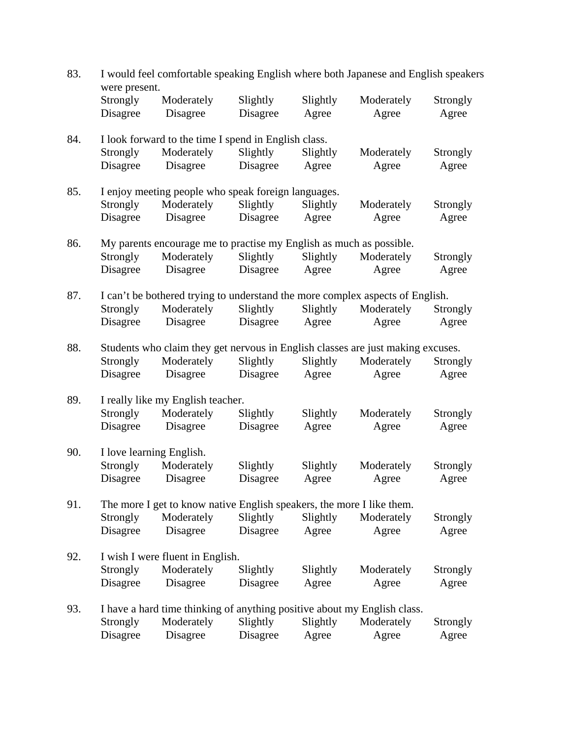83. I would feel comfortable speaking English where both Japanese and English speakers were present.

| Strongly Disagree | Moderately Disagree | Slightly Disagree | Slightly Agree | Moderately Agree | Strongly Agree |
|---|---|---|---|---|---|

84. I look forward to the time I spend in English class.

| Strongly Disagree | Moderately Disagree | Slightly Disagree | Slightly Agree | Moderately Agree | Strongly Agree |
|---|---|---|---|---|---|

85. I enjoy meeting people who speak foreign languages.

| Strongly Disagree | Moderately Disagree | Slightly Disagree | Slightly Agree | Moderately Agree | Strongly Agree |
|---|---|---|---|---|---|

86. My parents encourage me to practise my English as much as possible.

| Strongly Disagree | Moderately Disagree | Slightly Disagree | Slightly Agree | Moderately Agree | Strongly Agree |
|---|---|---|---|---|---|

87. I can't be bothered trying to understand the more complex aspects of English.

| Strongly Disagree | Moderately Disagree | Slightly Disagree | Slightly Agree | Moderately Agree | Strongly Agree |
|---|---|---|---|---|---|

88. Students who claim they get nervous in English classes are just making excuses.

| Strongly Disagree | Moderately Disagree | Slightly Disagree | Slightly Agree | Moderately Agree | Strongly Agree |
|---|---|---|---|---|---|

89. I really like my English teacher.

| Strongly Disagree | Moderately Disagree | Slightly Disagree | Slightly Agree | Moderately Agree | Strongly Agree |
|---|---|---|---|---|---|

90. I love learning English.

| Strongly Disagree | Moderately Disagree | Slightly Disagree | Slightly Agree | Moderately Agree | Strongly Agree |
|---|---|---|---|---|---|

91. The more I get to know native English speakers, the more I like them.

| Strongly Disagree | Moderately Disagree | Slightly Disagree | Slightly Agree | Moderately Agree | Strongly Agree |
|---|---|---|---|---|---|

92. I wish I were fluent in English.

| Strongly Disagree | Moderately Disagree | Slightly Disagree | Slightly Agree | Moderately Agree | Strongly Agree |
|---|---|---|---|---|---|

93. I have a hard time thinking of anything positive about my English class.

| Strongly Disagree | Moderately Disagree | Slightly Disagree | Slightly Agree | Moderately Agree | Strongly Agree |
|---|---|---|---|---|---|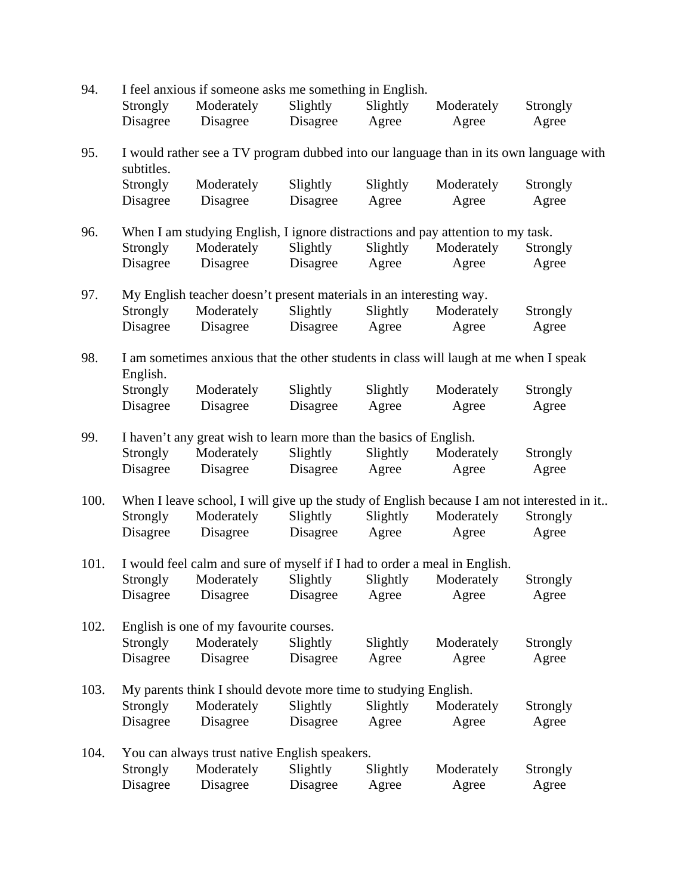94. I feel anxious if someone asks me something in English.

| Strongly Disagree | Moderately Disagree | Slightly Disagree | Slightly Agree | Moderately Agree | Strongly Agree |
|---|---|---|---|---|---|

95. I would rather see a TV program dubbed into our language than in its own language with subtitles.

| Strongly Disagree | Moderately Disagree | Slightly Disagree | Slightly Agree | Moderately Agree | Strongly Agree |
|---|---|---|---|---|---|

96. When I am studying English, I ignore distractions and pay attention to my task.

| Strongly Disagree | Moderately Disagree | Slightly Disagree | Slightly Agree | Moderately Agree | Strongly Agree |
|---|---|---|---|---|---|

97. My English teacher doesn't present materials in an interesting way.

| Strongly Disagree | Moderately Disagree | Slightly Disagree | Slightly Agree | Moderately Agree | Strongly Agree |
|---|---|---|---|---|---|

98. I am sometimes anxious that the other students in class will laugh at me when I speak English.

| Strongly Disagree | Moderately Disagree | Slightly Disagree | Slightly Agree | Moderately Agree | Strongly Agree |
|---|---|---|---|---|---|

99. I haven't any great wish to learn more than the basics of English.

| Strongly Disagree | Moderately Disagree | Slightly Disagree | Slightly Agree | Moderately Agree | Strongly Agree |
|---|---|---|---|---|---|

100. When I leave school, I will give up the study of English because I am not interested in it..

| Strongly Disagree | Moderately Disagree | Slightly Disagree | Slightly Agree | Moderately Agree | Strongly Agree |
|---|---|---|---|---|---|

101. I would feel calm and sure of myself if I had to order a meal in English.

| Strongly Disagree | Moderately Disagree | Slightly Disagree | Slightly Agree | Moderately Agree | Strongly Agree |
|---|---|---|---|---|---|

102. English is one of my favourite courses.

| Strongly Disagree | Moderately Disagree | Slightly Disagree | Slightly Agree | Moderately Agree | Strongly Agree |
|---|---|---|---|---|---|

103. My parents think I should devote more time to studying English.

| Strongly Disagree | Moderately Disagree | Slightly Disagree | Slightly Agree | Moderately Agree | Strongly Agree |
|---|---|---|---|---|---|

104. You can always trust native English speakers.

| Strongly Disagree | Moderately Disagree | Slightly Disagree | Slightly Agree | Moderately Agree | Strongly Agree |
|---|---|---|---|---|---|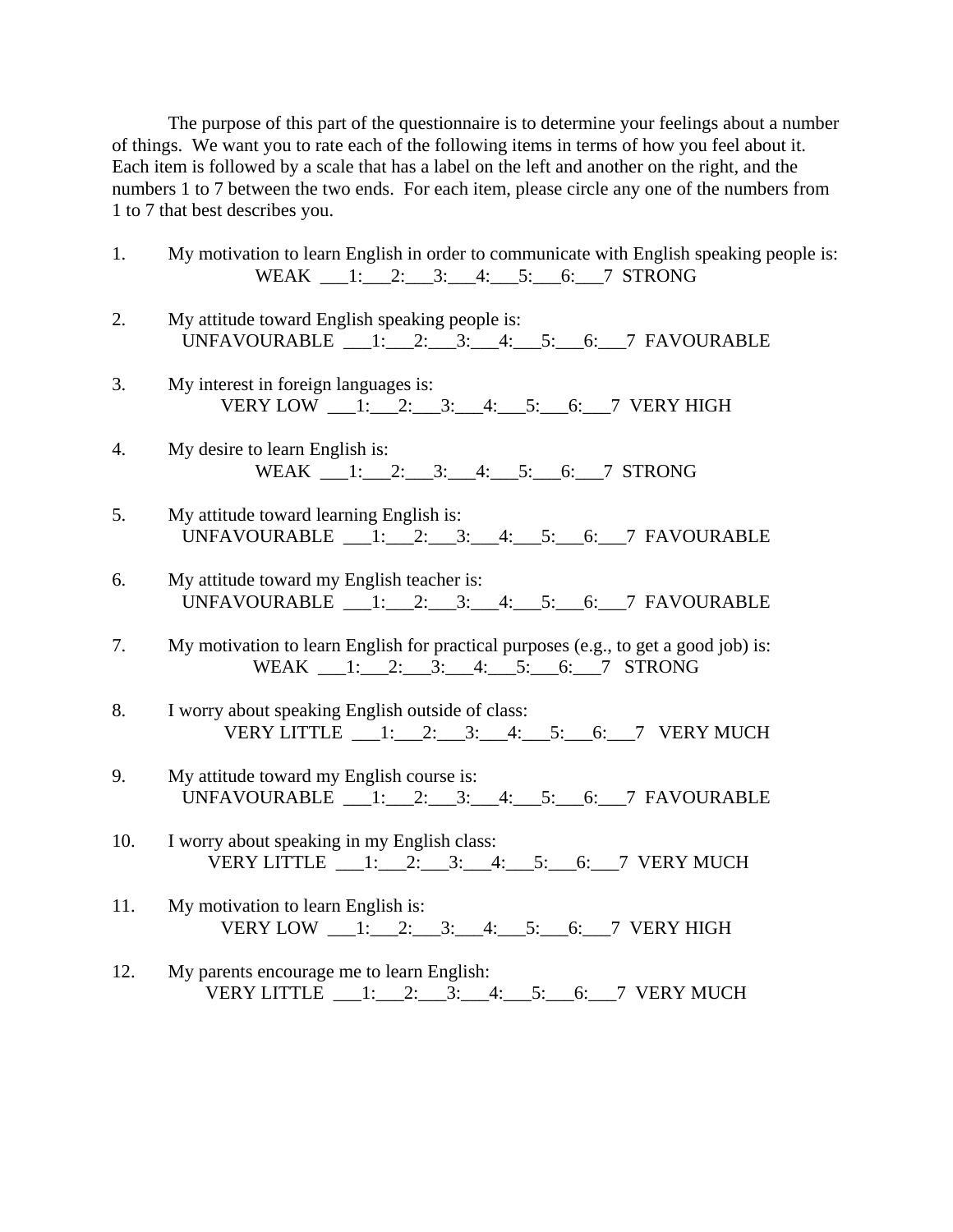The purpose of this part of the questionnaire is to determine your feelings about a number of things. We want you to rate each of the following items in terms of how you feel about it. Each item is followed by a scale that has a label on the left and another on the right, and the numbers 1 to 7 between the two ends. For each item, please circle any one of the numbers from 1 to 7 that best describes you.

1. My motivation to learn English in order to communicate with English speaking people is:
   WEAK ___1:___2:___3:___4:___5:___6:___7 STRONG

2. My attitude toward English speaking people is:
   UNFAVOURABLE ___1:___2:___3:___4:___5:___6:___7 FAVOURABLE

3. My interest in foreign languages is:
   VERY LOW ___1:___2:___3:___4:___5:___6:___7 VERY HIGH

4. My desire to learn English is:
   WEAK ___1:___2:___3:___4:___5:___6:___7 STRONG

5. My attitude toward learning English is:
   UNFAVOURABLE ___1:___2:___3:___4:___5:___6:___7 FAVOURABLE

6. My attitude toward my English teacher is:
   UNFAVOURABLE ___1:___2:___3:___4:___5:___6:___7 FAVOURABLE

7. My motivation to learn English for practical purposes (e.g., to get a good job) is:
   WEAK ___1:___2:___3:___4:___5:___6:___7 STRONG

8. I worry about speaking English outside of class:
   VERY LITTLE ___1:___2:___3:___4:___5:___6:___7 VERY MUCH

9. My attitude toward my English course is:
   UNFAVOURABLE ___1:___2:___3:___4:___5:___6:___7 FAVOURABLE

10. I worry about speaking in my English class:
    VERY LITTLE ___1:___2:___3:___4:___5:___6:___7 VERY MUCH

11. My motivation to learn English is:
    VERY LOW ___1:___2:___3:___4:___5:___6:___7 VERY HIGH

12. My parents encourage me to learn English:
    VERY LITTLE ___1:___2:___3:___4:___5:___6:___7 VERY MUCH